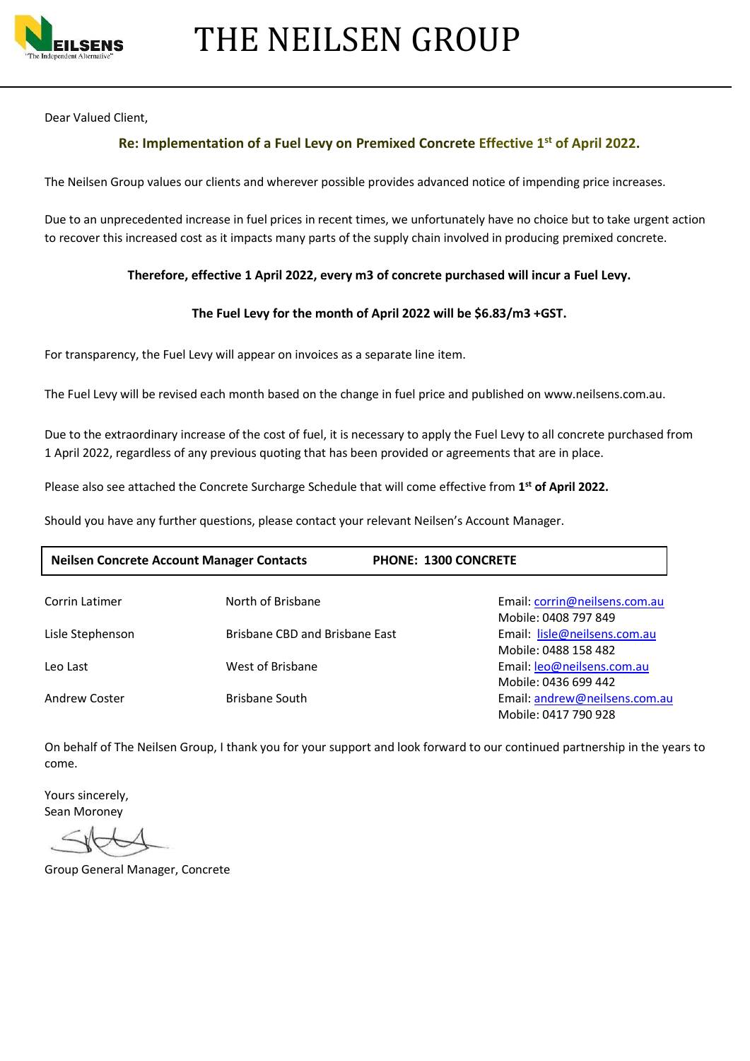# THE NEILSEN GROUP

Dear Valued Client,

**Re: Implementation of a Fuel Levy on Premixed Concrete Effective 1st of April 2022.**

The Neilsen Group values our clients and wherever possible provides advanced notice of impending price increases.

Due to an unprecedented increase in fuel prices in recent times, we unfortunately have no choice but to take urgent action to recover this increased cost as it impacts many parts of the supply chain involved in producing premixed concrete.

**Therefore, effective 1 April 2022, every m3 of concrete purchased will incur a Fuel Levy.**

**The Fuel Levy for the month of April 2022 will be $6.83/m3 +GST.**

For transparency, the Fuel Levy will appear on invoices as a separate line item.

The Fuel Levy will be revised each month based on the change in fuel price and published on www.neilsens.com.au.

Due to the extraordinary increase of the cost of fuel, it is necessary to apply the Fuel Levy to all concrete purchased from 1 April 2022, regardless of any previous quoting that has been provided or agreements that are in place.

Please also see attached the Concrete Surcharge Schedule that will come effective from **1st of April 2022.**

Should you have any further questions, please contact your relevant Neilsen's Account Manager.

**Neilsen Concrete Account Manager Contacts** **PHONE: 1300 CONCRETE**

| Name | Area | Contact |
|---|---|---|
| Corrin Latimer | North of Brisbane | Email: corrin@neilsens.com.au<br>Mobile: 0408 797 849 |
| Lisle Stephenson | Brisbane CBD and Brisbane East | Email: lisle@neilsens.com.au<br>Mobile: 0488 158 482 |
| Leo Last | West of Brisbane | Email: leo@neilsens.com.au<br>Mobile: 0436 699 442 |
| Andrew Coster | Brisbane South | Email: andrew@neilsens.com.au<br>Mobile: 0417 790 928 |

On behalf of The Neilsen Group, I thank you for your support and look forward to our continued partnership in the years to come.

Yours sincerely,
Sean Moroney

Group General Manager, Concrete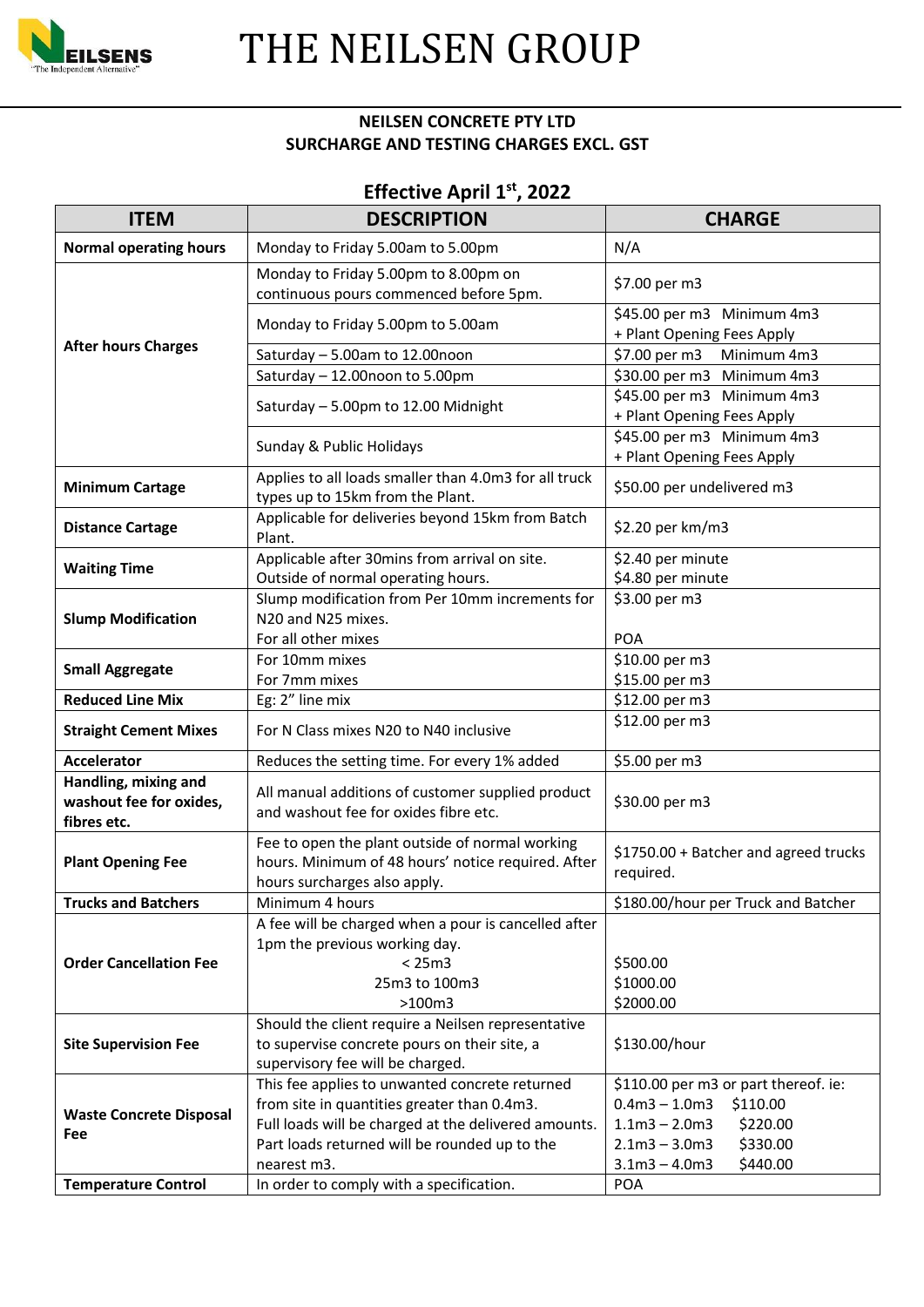# THE NEILSEN GROUP

**NEILSEN CONCRETE PTY LTD**
**SURCHARGE AND TESTING CHARGES EXCL. GST**

## Effective April 1st, 2022

| ITEM | DESCRIPTION | CHARGE |
|---|---|---|
| **Normal operating hours** | Monday to Friday 5.00am to 5.00pm | N/A |
| **After hours Charges** | Monday to Friday 5.00pm to 8.00pm on continuous pours commenced before 5pm. | \$7.00 per m3 |
| | Monday to Friday 5.00pm to 5.00am | \$45.00 per m3 Minimum 4m3 + Plant Opening Fees Apply |
| | Saturday – 5.00am to 12.00noon | \$7.00 per m3 Minimum 4m3 |
| | Saturday – 12.00noon to 5.00pm | \$30.00 per m3 Minimum 4m3 |
| | Saturday – 5.00pm to 12.00 Midnight | \$45.00 per m3 Minimum 4m3 + Plant Opening Fees Apply |
| | Sunday & Public Holidays | \$45.00 per m3 Minimum 4m3 + Plant Opening Fees Apply |
| **Minimum Cartage** | Applies to all loads smaller than 4.0m3 for all truck types up to 15km from the Plant. | \$50.00 per undelivered m3 |
| **Distance Cartage** | Applicable for deliveries beyond 15km from Batch Plant. | \$2.20 per km/m3 |
| **Waiting Time** | Applicable after 30mins from arrival on site.<br>Outside of normal operating hours. | \$2.40 per minute<br>\$4.80 per minute |
| **Slump Modification** | Slump modification from Per 10mm increments for N20 and N25 mixes.<br>For all other mixes | \$3.00 per m3<br><br>POA |
| **Small Aggregate** | For 10mm mixes<br>For 7mm mixes | \$10.00 per m3<br>\$15.00 per m3 |
| **Reduced Line Mix** | Eg: 2" line mix | \$12.00 per m3 |
| **Straight Cement Mixes** | For N Class mixes N20 to N40 inclusive | \$12.00 per m3 |
| **Accelerator** | Reduces the setting time. For every 1% added | \$5.00 per m3 |
| **Handling, mixing and washout fee for oxides, fibres etc.** | All manual additions of customer supplied product and washout fee for oxides fibre etc. | \$30.00 per m3 |
| **Plant Opening Fee** | Fee to open the plant outside of normal working hours. Minimum of 48 hours' notice required. After hours surcharges also apply. | \$1750.00 + Batcher and agreed trucks required. |
| **Trucks and Batchers** | Minimum 4 hours | \$180.00/hour per Truck and Batcher |
| **Order Cancellation Fee** | A fee will be charged when a pour is cancelled after 1pm the previous working day.<br>< 25m3<br>25m3 to 100m3<br>>100m3 | <br><br>\$500.00<br>\$1000.00<br>\$2000.00 |
| **Site Supervision Fee** | Should the client require a Neilsen representative to supervise concrete pours on their site, a supervisory fee will be charged. | \$130.00/hour |
| **Waste Concrete Disposal Fee** | This fee applies to unwanted concrete returned from site in quantities greater than 0.4m3. Full loads will be charged at the delivered amounts. Part loads returned will be rounded up to the nearest m3. | \$110.00 per m3 or part thereof. ie:<br>0.4m3 – 1.0m3 \$110.00<br>1.1m3 – 2.0m3 \$220.00<br>2.1m3 – 3.0m3 \$330.00<br>3.1m3 – 4.0m3 \$440.00 |
| **Temperature Control** | In order to comply with a specification. | POA |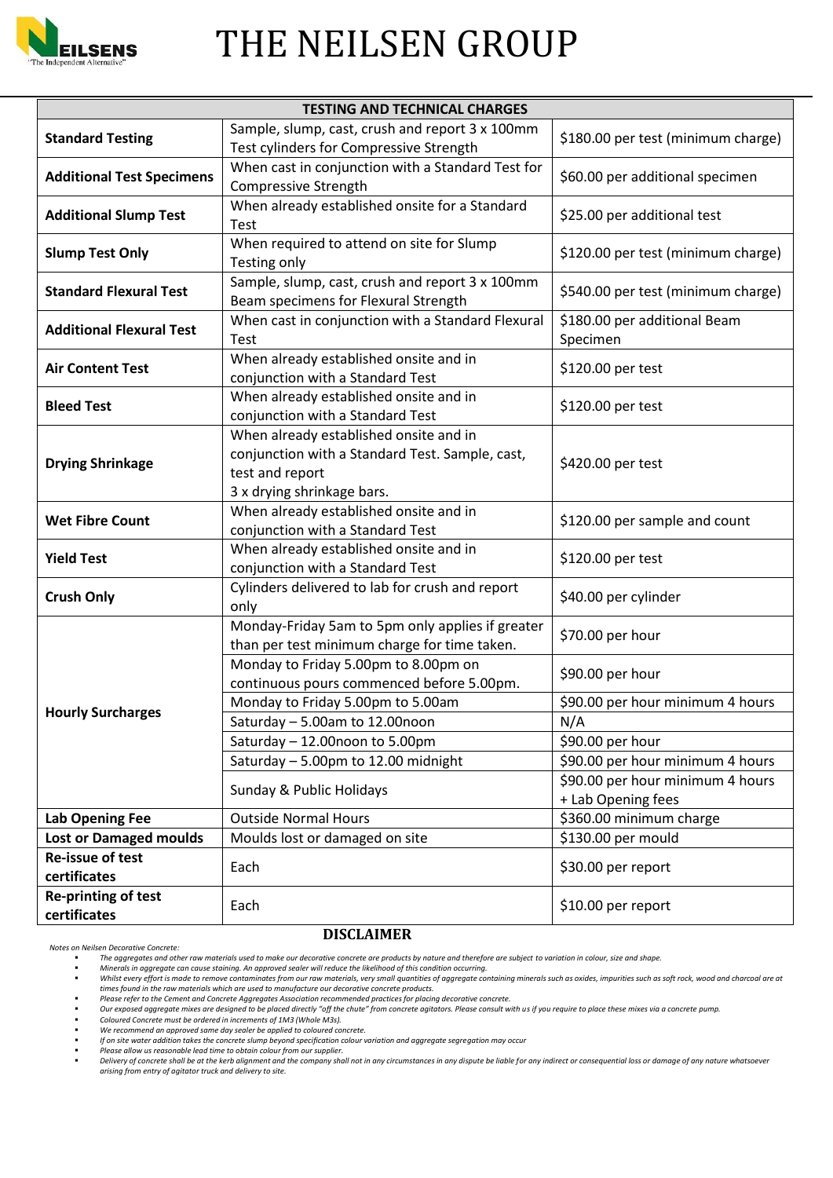# THE NEILSEN GROUP

| TESTING AND TECHNICAL CHARGES | | |
|---|---|---|
| **Standard Testing** | Sample, slump, cast, crush and report 3 x 100mm Test cylinders for Compressive Strength | $180.00 per test (minimum charge) |
| **Additional Test Specimens** | When cast in conjunction with a Standard Test for Compressive Strength | $60.00 per additional specimen |
| **Additional Slump Test** | When already established onsite for a Standard Test | $25.00 per additional test |
| **Slump Test Only** | When required to attend on site for Slump Testing only | $120.00 per test (minimum charge) |
| **Standard Flexural Test** | Sample, slump, cast, crush and report 3 x 100mm Beam specimens for Flexural Strength | $540.00 per test (minimum charge) |
| **Additional Flexural Test** | When cast in conjunction with a Standard Flexural Test | $180.00 per additional Beam Specimen |
| **Air Content Test** | When already established onsite and in conjunction with a Standard Test | $120.00 per test |
| **Bleed Test** | When already established onsite and in conjunction with a Standard Test | $120.00 per test |
| **Drying Shrinkage** | When already established onsite and in conjunction with a Standard Test. Sample, cast, test and report 3 x drying shrinkage bars. | $420.00 per test |
| **Wet Fibre Count** | When already established onsite and in conjunction with a Standard Test | $120.00 per sample and count |
| **Yield Test** | When already established onsite and in conjunction with a Standard Test | $120.00 per test |
| **Crush Only** | Cylinders delivered to lab for crush and report only | $40.00 per cylinder |
| **Hourly Surcharges** | Monday-Friday 5am to 5pm only applies if greater than per test minimum charge for time taken. | $70.00 per hour |
| | Monday to Friday 5.00pm to 8.00pm on continuous pours commenced before 5.00pm. | $90.00 per hour |
| | Monday to Friday 5.00pm to 5.00am | $90.00 per hour minimum 4 hours |
| | Saturday – 5.00am to 12.00noon | N/A |
| | Saturday – 12.00noon to 5.00pm | $90.00 per hour |
| | Saturday – 5.00pm to 12.00 midnight | $90.00 per hour minimum 4 hours |
| | Sunday & Public Holidays | $90.00 per hour minimum 4 hours + Lab Opening fees |
| **Lab Opening Fee** | Outside Normal Hours | $360.00 minimum charge |
| **Lost or Damaged moulds** | Moulds lost or damaged on site | $130.00 per mould |
| **Re-issue of test certificates** | Each | $30.00 per report |
| **Re-printing of test certificates** | Each | $10.00 per report |

## DISCLAIMER

*Notes on Neilsen Decorative Concrete:*

- *The aggregates and other raw materials used to make our decorative concrete are products by nature and therefore are subject to variation in colour, size and shape.*
- *Minerals in aggregate can cause staining. An approved sealer will reduce the likelihood of this condition occurring.*
- *Whilst every effort is made to remove contaminates from our raw materials, very small quantities of aggregate containing minerals such as oxides, impurities such as soft rock, wood and charcoal are at times found in the raw materials which are used to manufacture our decorative concrete products.*
- *Please refer to the Cement and Concrete Aggregates Association recommended practices for placing decorative concrete.*
- *Our exposed aggregate mixes are designed to be placed directly "off the chute" from concrete agitators. Please consult with us if you require to place these mixes via a concrete pump.*
- *Coloured Concrete must be ordered in increments of 1M3 (Whole M3s).*
- *We recommend an approved same day sealer be applied to coloured concrete.*
- *If on site water addition takes the concrete slump beyond specification colour variation and aggregate segregation may occur*
- *Please allow us reasonable lead time to obtain colour from our supplier.*
- *Delivery of concrete shall be at the kerb alignment and the company shall not in any circumstances in any dispute be liable for any indirect or consequential loss or damage of any nature whatsoever arising from entry of agitator truck and delivery to site.*